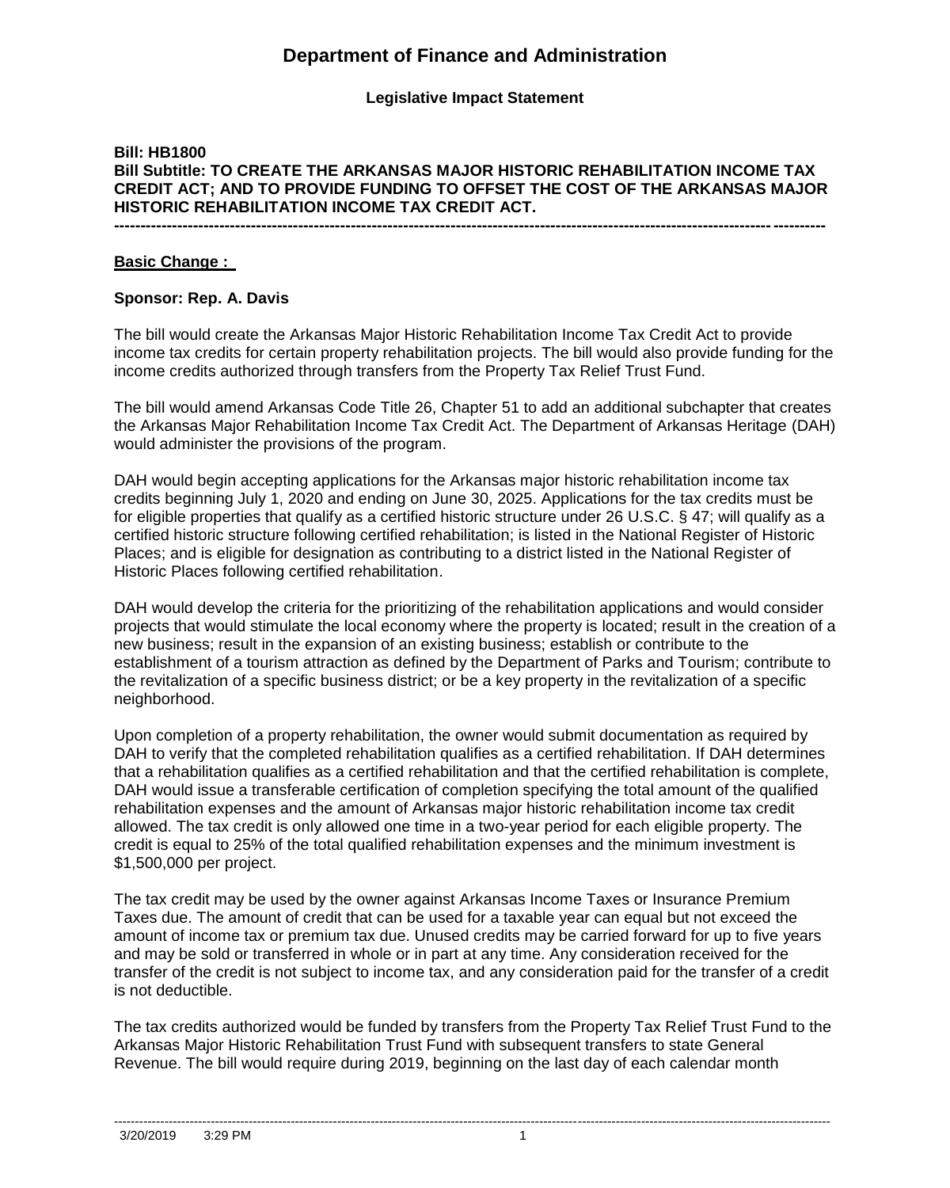# Department of Finance and Administration

**Legislative Impact Statement**

**Bill: HB1800**
**Bill Subtitle: TO CREATE THE ARKANSAS MAJOR HISTORIC REHABILITATION INCOME TAX CREDIT ACT; AND TO PROVIDE FUNDING TO OFFSET THE COST OF THE ARKANSAS MAJOR HISTORIC REHABILITATION INCOME TAX CREDIT ACT.**

---

**Basic Change :**

**Sponsor: Rep. A. Davis**

The bill would create the Arkansas Major Historic Rehabilitation Income Tax Credit Act to provide income tax credits for certain property rehabilitation projects. The bill would also provide funding for the income credits authorized through transfers from the Property Tax Relief Trust Fund.

The bill would amend Arkansas Code Title 26, Chapter 51 to add an additional subchapter that creates the Arkansas Major Rehabilitation Income Tax Credit Act. The Department of Arkansas Heritage (DAH) would administer the provisions of the program.

DAH would begin accepting applications for the Arkansas major historic rehabilitation income tax credits beginning July 1, 2020 and ending on June 30, 2025. Applications for the tax credits must be for eligible properties that qualify as a certified historic structure under 26 U.S.C. § 47; will qualify as a certified historic structure following certified rehabilitation; is listed in the National Register of Historic Places; and is eligible for designation as contributing to a district listed in the National Register of Historic Places following certified rehabilitation.

DAH would develop the criteria for the prioritizing of the rehabilitation applications and would consider projects that would stimulate the local economy where the property is located; result in the creation of a new business; result in the expansion of an existing business; establish or contribute to the establishment of a tourism attraction as defined by the Department of Parks and Tourism; contribute to the revitalization of a specific business district; or be a key property in the revitalization of a specific neighborhood.

Upon completion of a property rehabilitation, the owner would submit documentation as required by DAH to verify that the completed rehabilitation qualifies as a certified rehabilitation. If DAH determines that a rehabilitation qualifies as a certified rehabilitation and that the certified rehabilitation is complete, DAH would issue a transferable certification of completion specifying the total amount of the qualified rehabilitation expenses and the amount of Arkansas major historic rehabilitation income tax credit allowed. The tax credit is only allowed one time in a two-year period for each eligible property. The credit is equal to 25% of the total qualified rehabilitation expenses and the minimum investment is $1,500,000 per project.

The tax credit may be used by the owner against Arkansas Income Taxes or Insurance Premium Taxes due. The amount of credit that can be used for a taxable year can equal but not exceed the amount of income tax or premium tax due. Unused credits may be carried forward for up to five years and may be sold or transferred in whole or in part at any time. Any consideration received for the transfer of the credit is not subject to income tax, and any consideration paid for the transfer of a credit is not deductible.

The tax credits authorized would be funded by transfers from the Property Tax Relief Trust Fund to the Arkansas Major Historic Rehabilitation Trust Fund with subsequent transfers to state General Revenue. The bill would require during 2019, beginning on the last day of each calendar month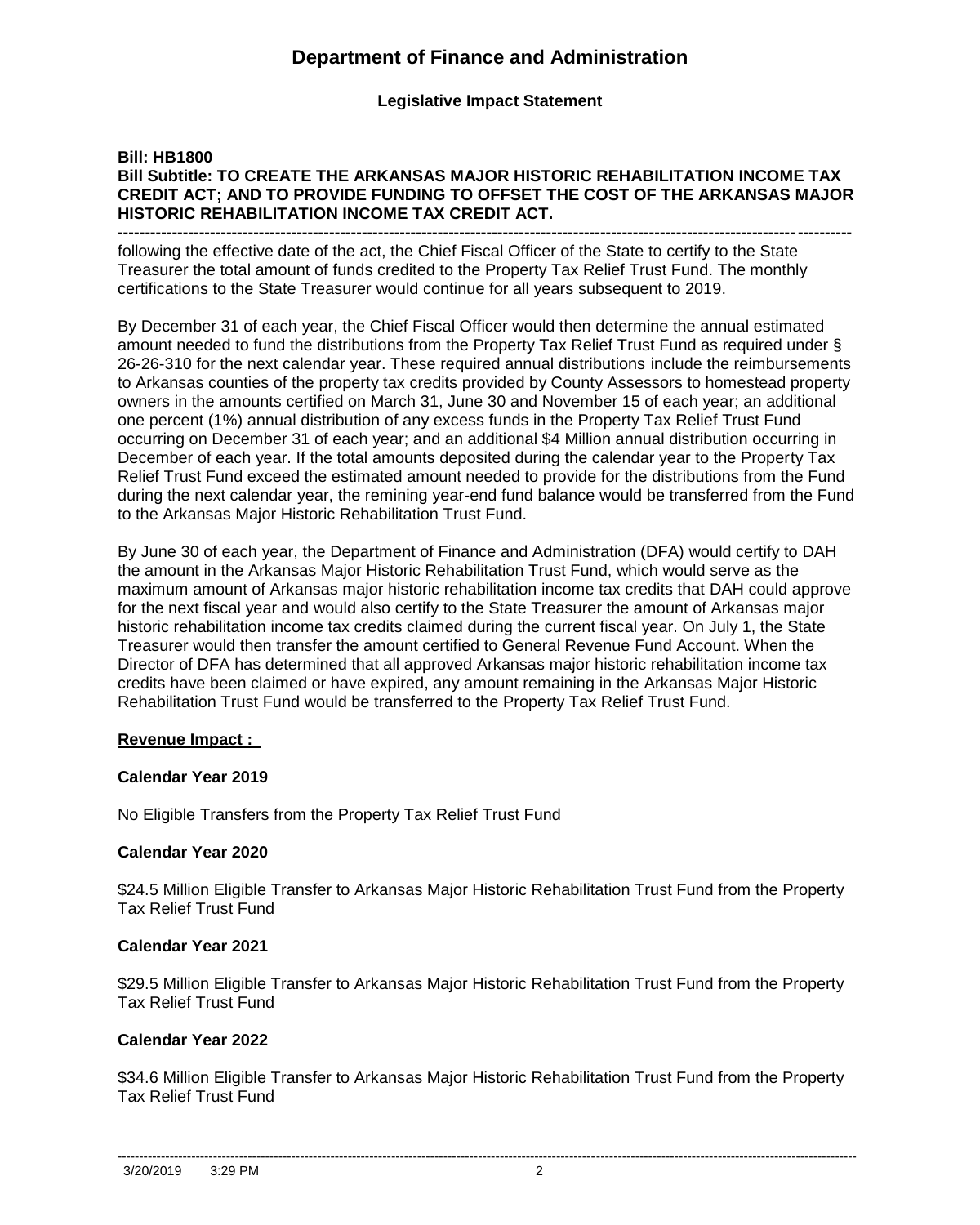# Department of Finance and Administration

**Legislative Impact Statement**

**Bill: HB1800**
**Bill Subtitle: TO CREATE THE ARKANSAS MAJOR HISTORIC REHABILITATION INCOME TAX CREDIT ACT; AND TO PROVIDE FUNDING TO OFFSET THE COST OF THE ARKANSAS MAJOR HISTORIC REHABILITATION INCOME TAX CREDIT ACT.**

---

following the effective date of the act, the Chief Fiscal Officer of the State to certify to the State Treasurer the total amount of funds credited to the Property Tax Relief Trust Fund. The monthly certifications to the State Treasurer would continue for all years subsequent to 2019.

By December 31 of each year, the Chief Fiscal Officer would then determine the annual estimated amount needed to fund the distributions from the Property Tax Relief Trust Fund as required under § 26-26-310 for the next calendar year. These required annual distributions include the reimbursements to Arkansas counties of the property tax credits provided by County Assessors to homestead property owners in the amounts certified on March 31, June 30 and November 15 of each year; an additional one percent (1%) annual distribution of any excess funds in the Property Tax Relief Trust Fund occurring on December 31 of each year; and an additional $4 Million annual distribution occurring in December of each year. If the total amounts deposited during the calendar year to the Property Tax Relief Trust Fund exceed the estimated amount needed to provide for the distributions from the Fund during the next calendar year, the remining year-end fund balance would be transferred from the Fund to the Arkansas Major Historic Rehabilitation Trust Fund.

By June 30 of each year, the Department of Finance and Administration (DFA) would certify to DAH the amount in the Arkansas Major Historic Rehabilitation Trust Fund, which would serve as the maximum amount of Arkansas major historic rehabilitation income tax credits that DAH could approve for the next fiscal year and would also certify to the State Treasurer the amount of Arkansas major historic rehabilitation income tax credits claimed during the current fiscal year. On July 1, the State Treasurer would then transfer the amount certified to General Revenue Fund Account. When the Director of DFA has determined that all approved Arkansas major historic rehabilitation income tax credits have been claimed or have expired, any amount remaining in the Arkansas Major Historic Rehabilitation Trust Fund would be transferred to the Property Tax Relief Trust Fund.

**Revenue Impact :**

**Calendar Year 2019**

No Eligible Transfers from the Property Tax Relief Trust Fund

**Calendar Year 2020**

$24.5 Million Eligible Transfer to Arkansas Major Historic Rehabilitation Trust Fund from the Property Tax Relief Trust Fund

**Calendar Year 2021**

$29.5 Million Eligible Transfer to Arkansas Major Historic Rehabilitation Trust Fund from the Property Tax Relief Trust Fund

**Calendar Year 2022**

$34.6 Million Eligible Transfer to Arkansas Major Historic Rehabilitation Trust Fund from the Property Tax Relief Trust Fund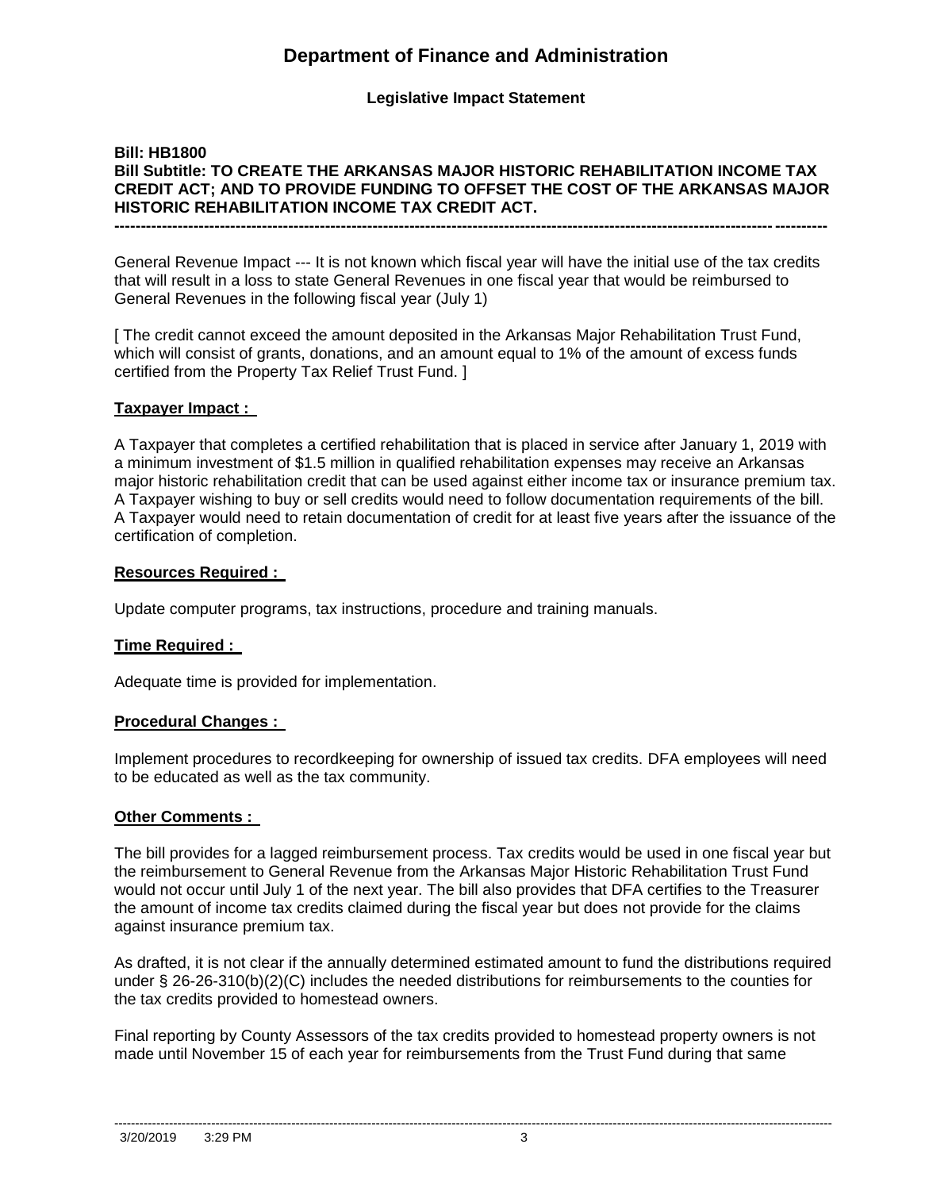# Department of Finance and Administration

**Legislative Impact Statement**

**Bill: HB1800**
**Bill Subtitle: TO CREATE THE ARKANSAS MAJOR HISTORIC REHABILITATION INCOME TAX CREDIT ACT; AND TO PROVIDE FUNDING TO OFFSET THE COST OF THE ARKANSAS MAJOR HISTORIC REHABILITATION INCOME TAX CREDIT ACT.**

---

General Revenue Impact --- It is not known which fiscal year will have the initial use of the tax credits that will result in a loss to state General Revenues in one fiscal year that would be reimbursed to General Revenues in the following fiscal year (July 1)

[ The credit cannot exceed the amount deposited in the Arkansas Major Rehabilitation Trust Fund, which will consist of grants, donations, and an amount equal to 1% of the amount of excess funds certified from the Property Tax Relief Trust Fund. ]

**Taxpayer Impact :**

A Taxpayer that completes a certified rehabilitation that is placed in service after January 1, 2019 with a minimum investment of $1.5 million in qualified rehabilitation expenses may receive an Arkansas major historic rehabilitation credit that can be used against either income tax or insurance premium tax. A Taxpayer wishing to buy or sell credits would need to follow documentation requirements of the bill. A Taxpayer would need to retain documentation of credit for at least five years after the issuance of the certification of completion.

**Resources Required :**

Update computer programs, tax instructions, procedure and training manuals.

**Time Required :**

Adequate time is provided for implementation.

**Procedural Changes :**

Implement procedures to recordkeeping for ownership of issued tax credits. DFA employees will need to be educated as well as the tax community.

**Other Comments :**

The bill provides for a lagged reimbursement process. Tax credits would be used in one fiscal year but the reimbursement to General Revenue from the Arkansas Major Historic Rehabilitation Trust Fund would not occur until July 1 of the next year. The bill also provides that DFA certifies to the Treasurer the amount of income tax credits claimed during the fiscal year but does not provide for the claims against insurance premium tax.

As drafted, it is not clear if the annually determined estimated amount to fund the distributions required under § 26-26-310(b)(2)(C) includes the needed distributions for reimbursements to the counties for the tax credits provided to homestead owners.

Final reporting by County Assessors of the tax credits provided to homestead property owners is not made until November 15 of each year for reimbursements from the Trust Fund during that same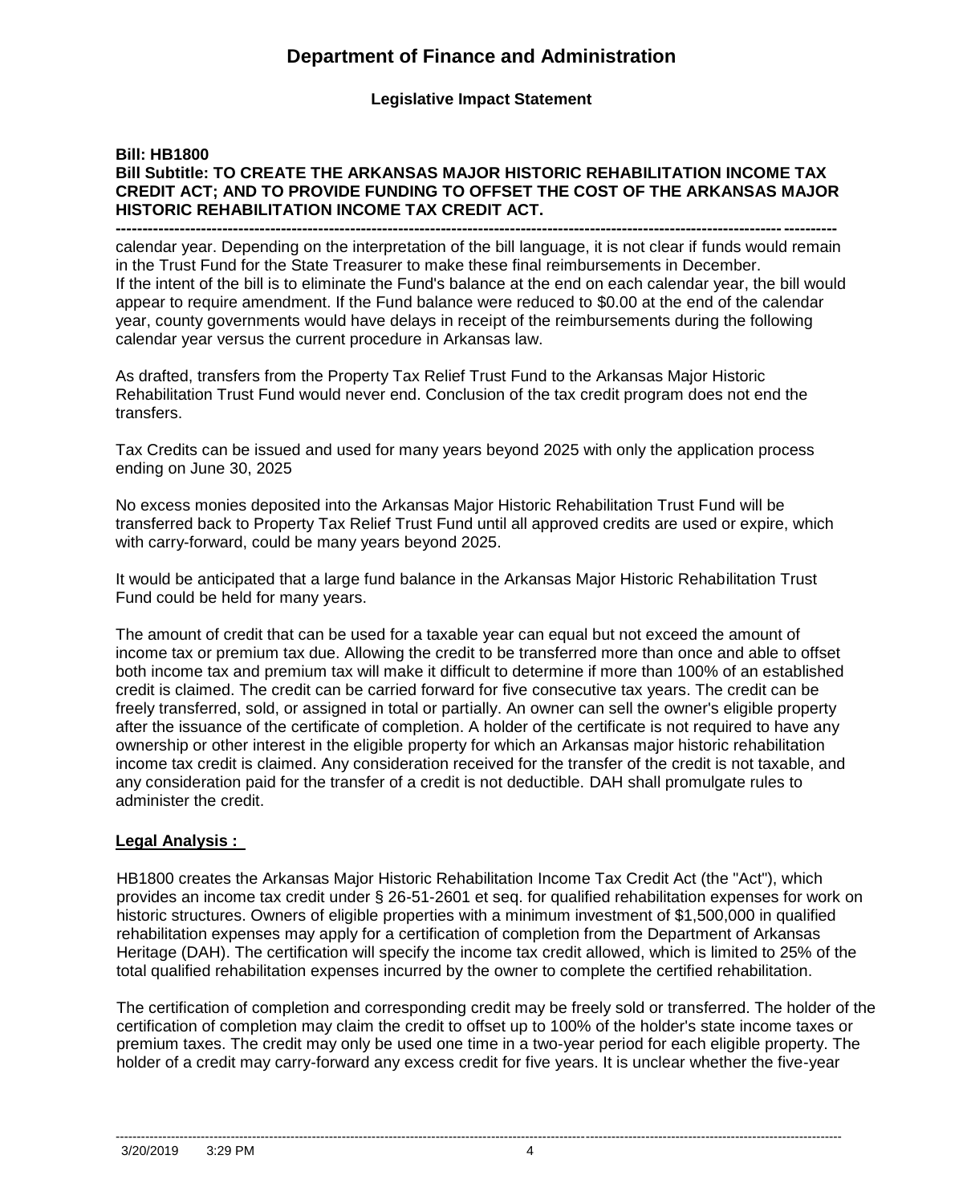calendar year. Depending on the interpretation of the bill language, it is not clear if funds would remain in the Trust Fund for the State Treasurer to make these final reimbursements in December. If the intent of the bill is to eliminate the Fund's balance at the end on each calendar year, the bill would appear to require amendment. If the Fund balance were reduced to \$0.00 at the end of the calendar year, county governments would have delays in receipt of the reimbursements during the following calendar year versus the current procedure in Arkansas law.

As drafted, transfers from the Property Tax Relief Trust Fund to the Arkansas Major Historic Rehabilitation Trust Fund would never end. Conclusion of the tax credit program does not end the transfers.

Tax Credits can be issued and used for many years beyond 2025 with only the application process ending on June 30, 2025

No excess monies deposited into the Arkansas Major Historic Rehabilitation Trust Fund will be transferred back to Property Tax Relief Trust Fund until all approved credits are used or expire, which with carry-forward, could be many years beyond 2025.

It would be anticipated that a large fund balance in the Arkansas Major Historic Rehabilitation Trust Fund could be held for many years.

The amount of credit that can be used for a taxable year can equal but not exceed the amount of income tax or premium tax due. Allowing the credit to be transferred more than once and able to offset both income tax and premium tax will make it difficult to determine if more than 100% of an established credit is claimed. The credit can be carried forward for five consecutive tax years. The credit can be freely transferred, sold, or assigned in total or partially. An owner can sell the owner's eligible property after the issuance of the certificate of completion. A holder of the certificate is not required to have any ownership or other interest in the eligible property for which an Arkansas major historic rehabilitation income tax credit is claimed. Any consideration received for the transfer of the credit is not taxable, and any consideration paid for the transfer of a credit is not deductible. DAH shall promulgate rules to administer the credit.

**Legal Analysis :**

HB1800 creates the Arkansas Major Historic Rehabilitation Income Tax Credit Act (the "Act"), which provides an income tax credit under § 26-51-2601 et seq. for qualified rehabilitation expenses for work on historic structures. Owners of eligible properties with a minimum investment of \$1,500,000 in qualified rehabilitation expenses may apply for a certification of completion from the Department of Arkansas Heritage (DAH). The certification will specify the income tax credit allowed, which is limited to 25% of the total qualified rehabilitation expenses incurred by the owner to complete the certified rehabilitation.

The certification of completion and corresponding credit may be freely sold or transferred. The holder of the certification of completion may claim the credit to offset up to 100% of the holder's state income taxes or premium taxes. The credit may only be used one time in a two-year period for each eligible property. The holder of a credit may carry-forward any excess credit for five years. It is unclear whether the five-year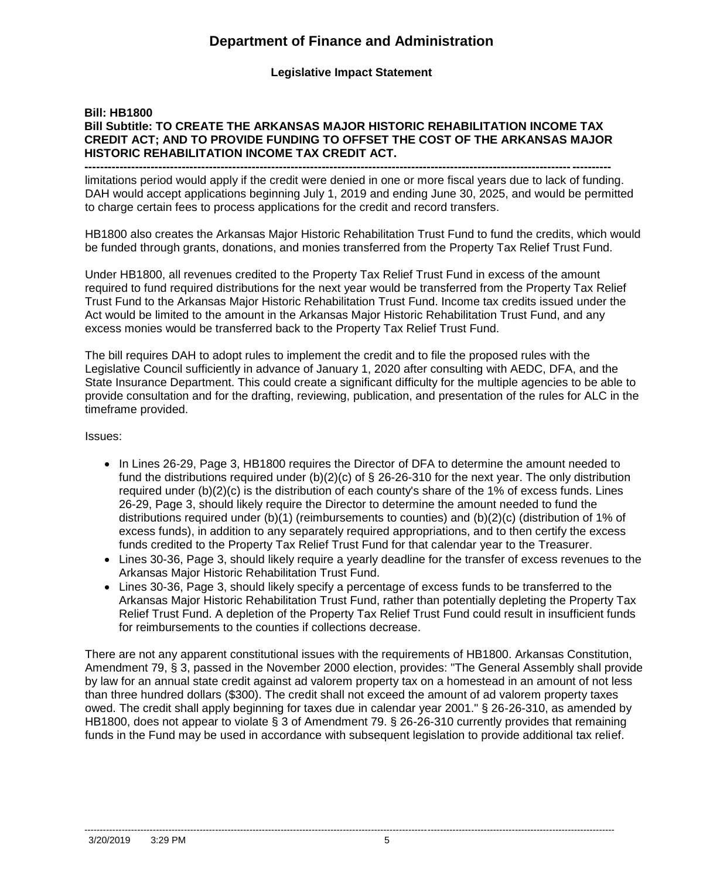# Department of Finance and Administration

**Legislative Impact Statement**

**Bill: HB1800**
**Bill Subtitle: TO CREATE THE ARKANSAS MAJOR HISTORIC REHABILITATION INCOME TAX CREDIT ACT; AND TO PROVIDE FUNDING TO OFFSET THE COST OF THE ARKANSAS MAJOR HISTORIC REHABILITATION INCOME TAX CREDIT ACT.**

---

limitations period would apply if the credit were denied in one or more fiscal years due to lack of funding. DAH would accept applications beginning July 1, 2019 and ending June 30, 2025, and would be permitted to charge certain fees to process applications for the credit and record transfers.

HB1800 also creates the Arkansas Major Historic Rehabilitation Trust Fund to fund the credits, which would be funded through grants, donations, and monies transferred from the Property Tax Relief Trust Fund.

Under HB1800, all revenues credited to the Property Tax Relief Trust Fund in excess of the amount required to fund required distributions for the next year would be transferred from the Property Tax Relief Trust Fund to the Arkansas Major Historic Rehabilitation Trust Fund. Income tax credits issued under the Act would be limited to the amount in the Arkansas Major Historic Rehabilitation Trust Fund, and any excess monies would be transferred back to the Property Tax Relief Trust Fund.

The bill requires DAH to adopt rules to implement the credit and to file the proposed rules with the Legislative Council sufficiently in advance of January 1, 2020 after consulting with AEDC, DFA, and the State Insurance Department. This could create a significant difficulty for the multiple agencies to be able to provide consultation and for the drafting, reviewing, publication, and presentation of the rules for ALC in the timeframe provided.

Issues:

- In Lines 26-29, Page 3, HB1800 requires the Director of DFA to determine the amount needed to fund the distributions required under (b)(2)(c) of § 26-26-310 for the next year. The only distribution required under (b)(2)(c) is the distribution of each county's share of the 1% of excess funds. Lines 26-29, Page 3, should likely require the Director to determine the amount needed to fund the distributions required under (b)(1) (reimbursements to counties) and (b)(2)(c) (distribution of 1% of excess funds), in addition to any separately required appropriations, and to then certify the excess funds credited to the Property Tax Relief Trust Fund for that calendar year to the Treasurer.
- Lines 30-36, Page 3, should likely require a yearly deadline for the transfer of excess revenues to the Arkansas Major Historic Rehabilitation Trust Fund.
- Lines 30-36, Page 3, should likely specify a percentage of excess funds to be transferred to the Arkansas Major Historic Rehabilitation Trust Fund, rather than potentially depleting the Property Tax Relief Trust Fund. A depletion of the Property Tax Relief Trust Fund could result in insufficient funds for reimbursements to the counties if collections decrease.

There are not any apparent constitutional issues with the requirements of HB1800. Arkansas Constitution, Amendment 79, § 3, passed in the November 2000 election, provides: "The General Assembly shall provide by law for an annual state credit against ad valorem property tax on a homestead in an amount of not less than three hundred dollars ($300). The credit shall not exceed the amount of ad valorem property taxes owed. The credit shall apply beginning for taxes due in calendar year 2001." § 26-26-310, as amended by HB1800, does not appear to violate § 3 of Amendment 79. § 26-26-310 currently provides that remaining funds in the Fund may be used in accordance with subsequent legislation to provide additional tax relief.